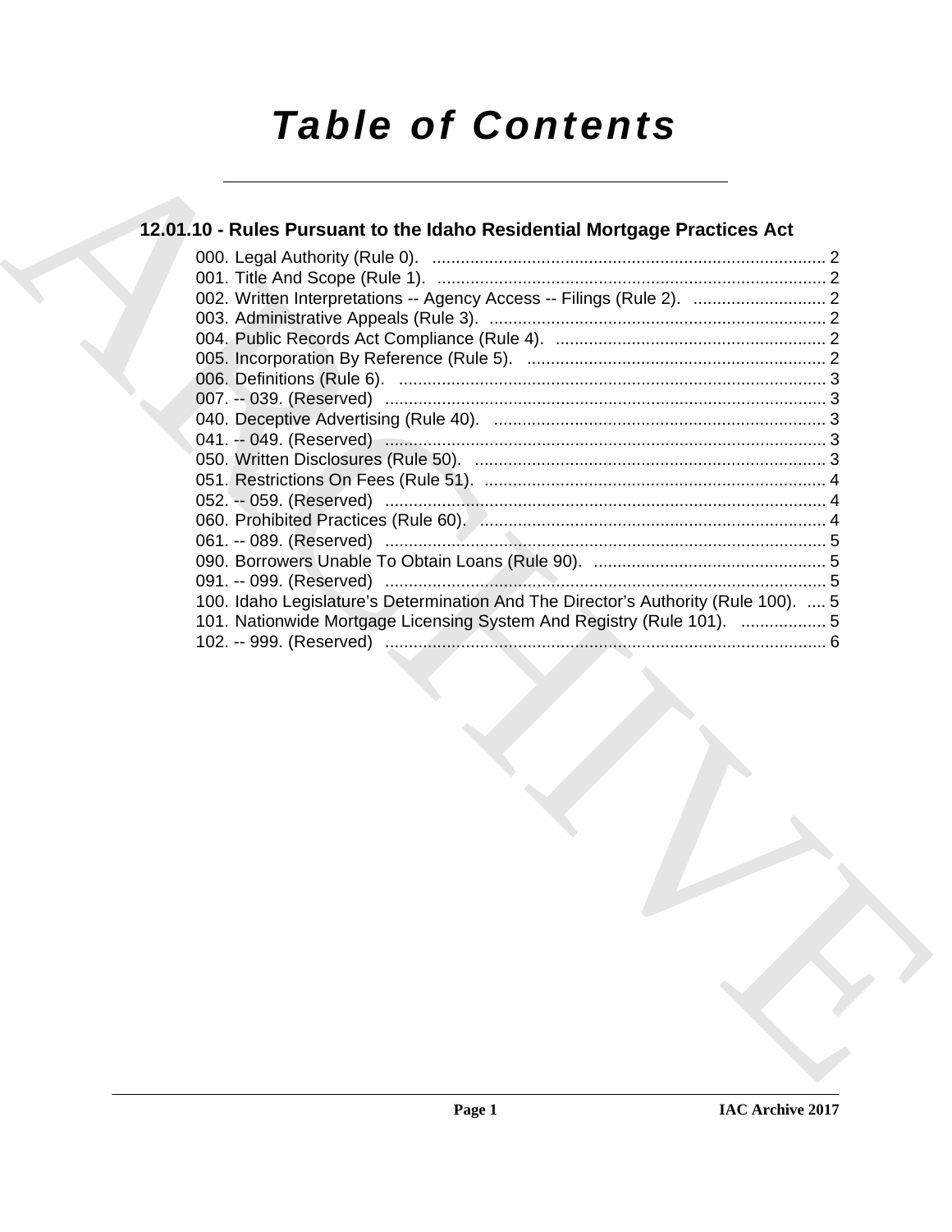# Table of Contents

## 12.01.10 - Rules Pursuant to the Idaho Residential Mortgage Practices Act

000. Legal Authority (Rule 0). .................................................................................. 2
001. Title And Scope (Rule 1). .................................................................................. 2
002. Written Interpretations -- Agency Access -- Filings (Rule 2). ............................ 2
003. Administrative Appeals (Rule 3). ....................................................................... 2
004. Public Records Act Compliance (Rule 4). ......................................................... 2
005. Incorporation By Reference (Rule 5). ............................................................... 2
006. Definitions (Rule 6). .......................................................................................... 3
007. -- 039. (Reserved) ............................................................................................. 3
040. Deceptive Advertising (Rule 40). ...................................................................... 3
041. -- 049. (Reserved) ............................................................................................. 3
050. Written Disclosures (Rule 50). .......................................................................... 3
051. Restrictions On Fees (Rule 51). ........................................................................ 4
052. -- 059. (Reserved) ............................................................................................. 4
060. Prohibited Practices (Rule 60). ......................................................................... 4
061. -- 089. (Reserved) ............................................................................................. 5
090. Borrowers Unable To Obtain Loans (Rule 90). ................................................. 5
091. -- 099. (Reserved) ............................................................................................. 5
100. Idaho Legislature's Determination And The Director's Authority (Rule 100). .... 5
101. Nationwide Mortgage Licensing System And Registry (Rule 101). .................. 5
102. -- 999. (Reserved) ............................................................................................. 6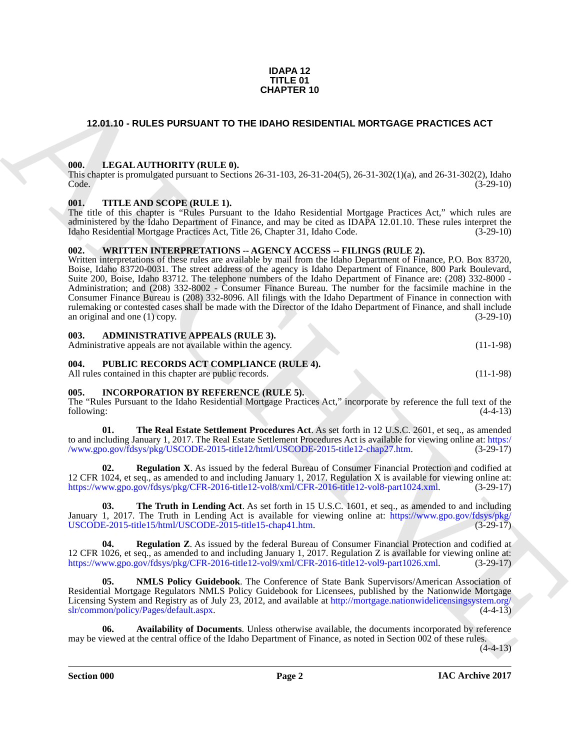**IDAPA 12**
**TITLE 01**
**CHAPTER 10**

# 12.01.10 - RULES PURSUANT TO THE IDAHO RESIDENTIAL MORTGAGE PRACTICES ACT

### 000. LEGAL AUTHORITY (RULE 0).

This chapter is promulgated pursuant to Sections 26-31-103, 26-31-204(5), 26-31-302(1)(a), and 26-31-302(2), Idaho Code. (3-29-10)

### 001. TITLE AND SCOPE (RULE 1).

The title of this chapter is "Rules Pursuant to the Idaho Residential Mortgage Practices Act," which rules are administered by the Idaho Department of Finance, and may be cited as IDAPA 12.01.10. These rules interpret the Idaho Residential Mortgage Practices Act, Title 26, Chapter 31, Idaho Code. (3-29-10)

### 002. WRITTEN INTERPRETATIONS -- AGENCY ACCESS -- FILINGS (RULE 2).

Written interpretations of these rules are available by mail from the Idaho Department of Finance, P.O. Box 83720, Boise, Idaho 83720-0031. The street address of the agency is Idaho Department of Finance, 800 Park Boulevard, Suite 200, Boise, Idaho 83712. The telephone numbers of the Idaho Department of Finance are: (208) 332-8000 - Administration; and (208) 332-8002 - Consumer Finance Bureau. The number for the facsimile machine in the Consumer Finance Bureau is (208) 332-8096. All filings with the Idaho Department of Finance in connection with rulemaking or contested cases shall be made with the Director of the Idaho Department of Finance, and shall include an original and one (1) copy. (3-29-10)

### 003. ADMINISTRATIVE APPEALS (RULE 3).

Administrative appeals are not available within the agency. (11-1-98)

### 004. PUBLIC RECORDS ACT COMPLIANCE (RULE 4).

All rules contained in this chapter are public records. (11-1-98)

### 005. INCORPORATION BY REFERENCE (RULE 5).

The "Rules Pursuant to the Idaho Residential Mortgage Practices Act," incorporate by reference the full text of the following: (4-4-13)

**01. The Real Estate Settlement Procedures Act**. As set forth in 12 U.S.C. 2601, et seq., as amended to and including January 1, 2017. The Real Estate Settlement Procedures Act is available for viewing online at: https://www.gpo.gov/fdsys/pkg/USCODE-2015-title12/html/USCODE-2015-title12-chap27.htm. (3-29-17)

**02. Regulation X**. As issued by the federal Bureau of Consumer Financial Protection and codified at 12 CFR 1024, et seq., as amended to and including January 1, 2017. Regulation X is available for viewing online at: https://www.gpo.gov/fdsys/pkg/CFR-2016-title12-vol8/xml/CFR-2016-title12-vol8-part1024.xml. (3-29-17)

**03. The Truth in Lending Act**. As set forth in 15 U.S.C. 1601, et seq., as amended to and including January 1, 2017. The Truth in Lending Act is available for viewing online at: https://www.gpo.gov/fdsys/pkg/USCODE-2015-title15/html/USCODE-2015-title15-chap41.htm. (3-29-17)

**04. Regulation Z**. As issued by the federal Bureau of Consumer Financial Protection and codified at 12 CFR 1026, et seq., as amended to and including January 1, 2017. Regulation Z is available for viewing online at: https://www.gpo.gov/fdsys/pkg/CFR-2016-title12-vol9/xml/CFR-2016-title12-vol9-part1026.xml. (3-29-17)

**05. NMLS Policy Guidebook**. The Conference of State Bank Supervisors/American Association of Residential Mortgage Regulators NMLS Policy Guidebook for Licensees, published by the Nationwide Mortgage Licensing System and Registry as of July 23, 2012, and available at http://mortgage.nationwidelicensingsystem.org/slr/common/policy/Pages/default.aspx. (4-4-13)

**06. Availability of Documents**. Unless otherwise available, the documents incorporated by reference may be viewed at the central office of the Idaho Department of Finance, as noted in Section 002 of these rules. (4-4-13)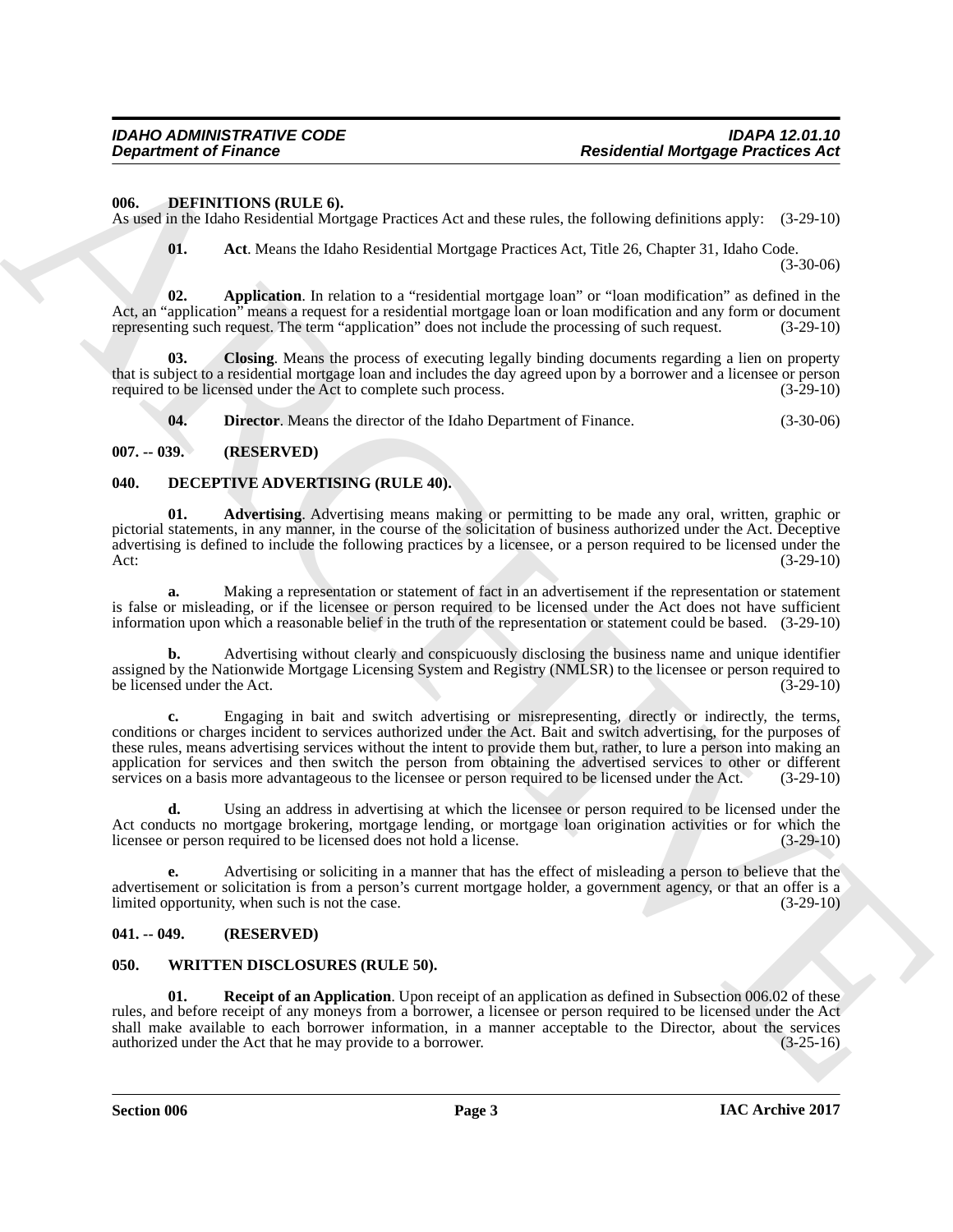## 006. DEFINITIONS (RULE 6).

As used in the Idaho Residential Mortgage Practices Act and these rules, the following definitions apply: (3-29-10)

**01. Act**. Means the Idaho Residential Mortgage Practices Act, Title 26, Chapter 31, Idaho Code. (3-30-06)

**02. Application**. In relation to a "residential mortgage loan" or "loan modification" as defined in the Act, an "application" means a request for a residential mortgage loan or loan modification and any form or document representing such request. The term "application" does not include the processing of such request. (3-29-10)

**03. Closing**. Means the process of executing legally binding documents regarding a lien on property that is subject to a residential mortgage loan and includes the day agreed upon by a borrower and a licensee or person required to be licensed under the Act to complete such process. (3-29-10)

**04. Director**. Means the director of the Idaho Department of Finance. (3-30-06)

## 007. -- 039. (RESERVED)

## 040. DECEPTIVE ADVERTISING (RULE 40).

**01. Advertising**. Advertising means making or permitting to be made any oral, written, graphic or pictorial statements, in any manner, in the course of the solicitation of business authorized under the Act. Deceptive advertising is defined to include the following practices by a licensee, or a person required to be licensed under the Act: (3-29-10)

**a.** Making a representation or statement of fact in an advertisement if the representation or statement is false or misleading, or if the licensee or person required to be licensed under the Act does not have sufficient information upon which a reasonable belief in the truth of the representation or statement could be based. (3-29-10)

**b.** Advertising without clearly and conspicuously disclosing the business name and unique identifier assigned by the Nationwide Mortgage Licensing System and Registry (NMLSR) to the licensee or person required to be licensed under the Act. (3-29-10)

**c.** Engaging in bait and switch advertising or misrepresenting, directly or indirectly, the terms, conditions or charges incident to services authorized under the Act. Bait and switch advertising, for the purposes of these rules, means advertising services without the intent to provide them but, rather, to lure a person into making an application for services and then switch the person from obtaining the advertised services to other or different services on a basis more advantageous to the licensee or person required to be licensed under the Act. (3-29-10)

**d.** Using an address in advertising at which the licensee or person required to be licensed under the Act conducts no mortgage brokering, mortgage lending, or mortgage loan origination activities or for which the licensee or person required to be licensed does not hold a license. (3-29-10)

**e.** Advertising or soliciting in a manner that has the effect of misleading a person to believe that the advertisement or solicitation is from a person's current mortgage holder, a government agency, or that an offer is a limited opportunity, when such is not the case. (3-29-10)

## 041. -- 049. (RESERVED)

## 050. WRITTEN DISCLOSURES (RULE 50).

**01. Receipt of an Application**. Upon receipt of an application as defined in Subsection 006.02 of these rules, and before receipt of any moneys from a borrower, a licensee or person required to be licensed under the Act shall make available to each borrower information, in a manner acceptable to the Director, about the services authorized under the Act that he may provide to a borrower. (3-25-16)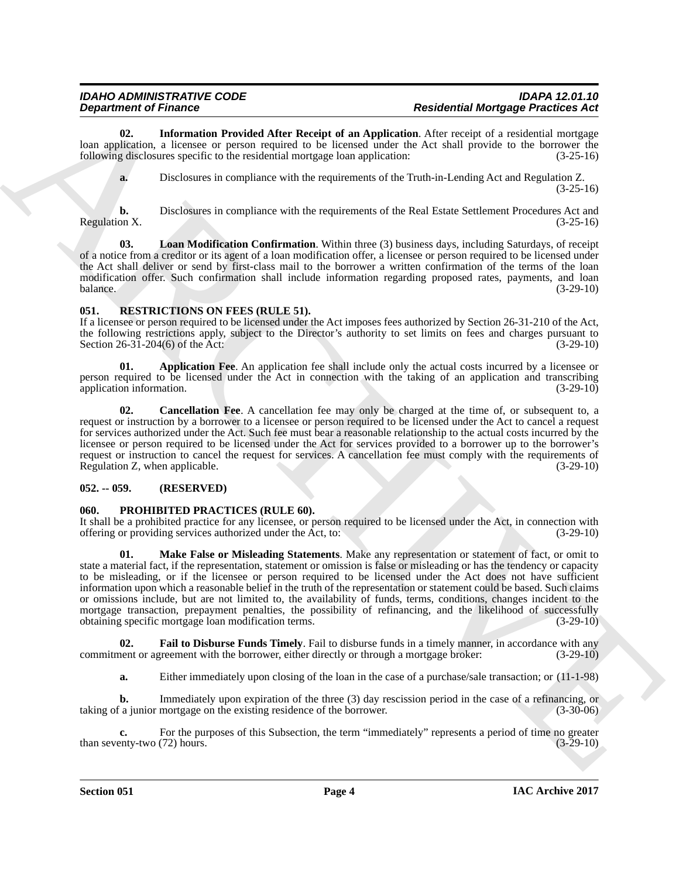**02. Information Provided After Receipt of an Application**. After receipt of a residential mortgage loan application, a licensee or person required to be licensed under the Act shall provide to the borrower the following disclosures specific to the residential mortgage loan application: (3-25-16)

**a.** Disclosures in compliance with the requirements of the Truth-in-Lending Act and Regulation Z. (3-25-16)

**b.** Disclosures in compliance with the requirements of the Real Estate Settlement Procedures Act and Regulation X. (3-25-16)

**03. Loan Modification Confirmation**. Within three (3) business days, including Saturdays, of receipt of a notice from a creditor or its agent of a loan modification offer, a licensee or person required to be licensed under the Act shall deliver or send by first-class mail to the borrower a written confirmation of the terms of the loan modification offer. Such confirmation shall include information regarding proposed rates, payments, and loan balance. (3-29-10)

## 051. RESTRICTIONS ON FEES (RULE 51).

If a licensee or person required to be licensed under the Act imposes fees authorized by Section 26-31-210 of the Act, the following restrictions apply, subject to the Director's authority to set limits on fees and charges pursuant to Section 26-31-204(6) of the Act: (3-29-10)

**01. Application Fee**. An application fee shall include only the actual costs incurred by a licensee or person required to be licensed under the Act in connection with the taking of an application and transcribing application information. (3-29-10)

**02. Cancellation Fee**. A cancellation fee may only be charged at the time of, or subsequent to, a request or instruction by a borrower to a licensee or person required to be licensed under the Act to cancel a request for services authorized under the Act. Such fee must bear a reasonable relationship to the actual costs incurred by the licensee or person required to be licensed under the Act for services provided to a borrower up to the borrower's request or instruction to cancel the request for services. A cancellation fee must comply with the requirements of Regulation Z, when applicable. (3-29-10)

## 052. -- 059. (RESERVED)

## 060. PROHIBITED PRACTICES (RULE 60).

It shall be a prohibited practice for any licensee, or person required to be licensed under the Act, in connection with offering or providing services authorized under the Act, to: (3-29-10)

**01. Make False or Misleading Statements**. Make any representation or statement of fact, or omit to state a material fact, if the representation, statement or omission is false or misleading or has the tendency or capacity to be misleading, or if the licensee or person required to be licensed under the Act does not have sufficient information upon which a reasonable belief in the truth of the representation or statement could be based. Such claims or omissions include, but are not limited to, the availability of funds, terms, conditions, changes incident to the mortgage transaction, prepayment penalties, the possibility of refinancing, and the likelihood of successfully obtaining specific mortgage loan modification terms. (3-29-10)

**02. Fail to Disburse Funds Timely**. Fail to disburse funds in a timely manner, in accordance with any commitment or agreement with the borrower, either directly or through a mortgage broker: (3-29-10)

**a.** Either immediately upon closing of the loan in the case of a purchase/sale transaction; or (11-1-98)

**b.** Immediately upon expiration of the three (3) day rescission period in the case of a refinancing, or taking of a junior mortgage on the existing residence of the borrower. (3-30-06)

**c.** For the purposes of this Subsection, the term "immediately" represents a period of time no greater than seventy-two (72) hours. (3-29-10)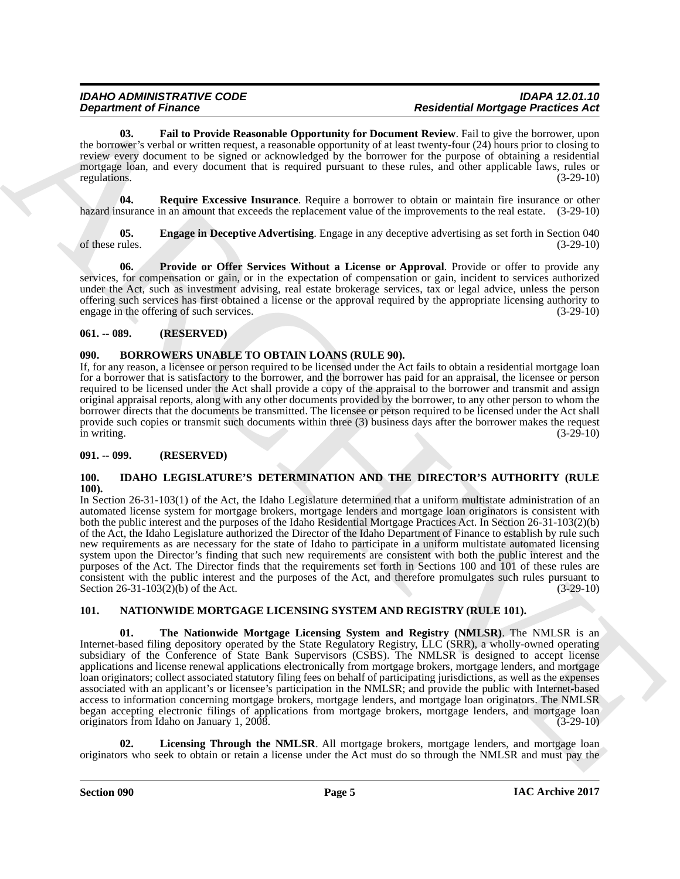**03. Fail to Provide Reasonable Opportunity for Document Review**. Fail to give the borrower, upon the borrower's verbal or written request, a reasonable opportunity of at least twenty-four (24) hours prior to closing to review every document to be signed or acknowledged by the borrower for the purpose of obtaining a residential mortgage loan, and every document that is required pursuant to these rules, and other applicable laws, rules or regulations. (3-29-10)

**04. Require Excessive Insurance**. Require a borrower to obtain or maintain fire insurance or other hazard insurance in an amount that exceeds the replacement value of the improvements to the real estate. (3-29-10)

**05. Engage in Deceptive Advertising**. Engage in any deceptive advertising as set forth in Section 040 of these rules. (3-29-10)

**06. Provide or Offer Services Without a License or Approval**. Provide or offer to provide any services, for compensation or gain, or in the expectation of compensation or gain, incident to services authorized under the Act, such as investment advising, real estate brokerage services, tax or legal advice, unless the person offering such services has first obtained a license or the approval required by the appropriate licensing authority to engage in the offering of such services. (3-29-10)

## 061. -- 089. (RESERVED)

## 090. BORROWERS UNABLE TO OBTAIN LOANS (RULE 90).

If, for any reason, a licensee or person required to be licensed under the Act fails to obtain a residential mortgage loan for a borrower that is satisfactory to the borrower, and the borrower has paid for an appraisal, the licensee or person required to be licensed under the Act shall provide a copy of the appraisal to the borrower and transmit and assign original appraisal reports, along with any other documents provided by the borrower, to any other person to whom the borrower directs that the documents be transmitted. The licensee or person required to be licensed under the Act shall provide such copies or transmit such documents within three (3) business days after the borrower makes the request in writing. (3-29-10)

## 091. -- 099. (RESERVED)

## 100. IDAHO LEGISLATURE'S DETERMINATION AND THE DIRECTOR'S AUTHORITY (RULE 100).

In Section 26-31-103(1) of the Act, the Idaho Legislature determined that a uniform multistate administration of an automated license system for mortgage brokers, mortgage lenders and mortgage loan originators is consistent with both the public interest and the purposes of the Idaho Residential Mortgage Practices Act. In Section 26-31-103(2)(b) of the Act, the Idaho Legislature authorized the Director of the Idaho Department of Finance to establish by rule such new requirements as are necessary for the state of Idaho to participate in a uniform multistate automated licensing system upon the Director's finding that such new requirements are consistent with both the public interest and the purposes of the Act. The Director finds that the requirements set forth in Sections 100 and 101 of these rules are consistent with the public interest and the purposes of the Act, and therefore promulgates such rules pursuant to Section 26-31-103(2)(b) of the Act. (3-29-10)

## 101. NATIONWIDE MORTGAGE LICENSING SYSTEM AND REGISTRY (RULE 101).

**01. The Nationwide Mortgage Licensing System and Registry (NMLSR)**. The NMLSR is an Internet-based filing depository operated by the State Regulatory Registry, LLC (SRR), a wholly-owned operating subsidiary of the Conference of State Bank Supervisors (CSBS). The NMLSR is designed to accept license applications and license renewal applications electronically from mortgage brokers, mortgage lenders, and mortgage loan originators; collect associated statutory filing fees on behalf of participating jurisdictions, as well as the expenses associated with an applicant's or licensee's participation in the NMLSR; and provide the public with Internet-based access to information concerning mortgage brokers, mortgage lenders, and mortgage loan originators. The NMLSR began accepting electronic filings of applications from mortgage brokers, mortgage lenders, and mortgage loan originators from Idaho on January 1, 2008. (3-29-10)

**02. Licensing Through the NMLSR**. All mortgage brokers, mortgage lenders, and mortgage loan originators who seek to obtain or retain a license under the Act must do so through the NMLSR and must pay the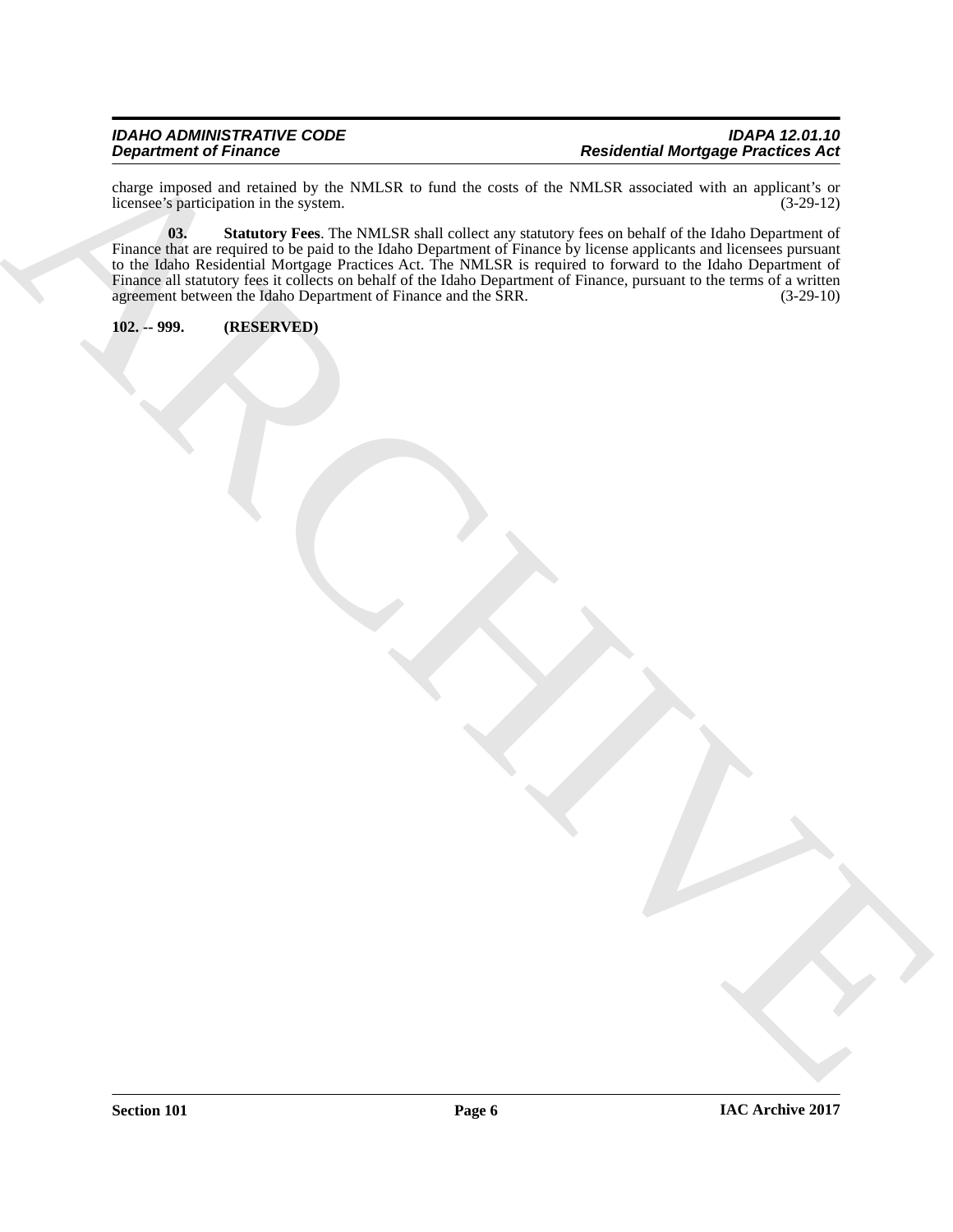charge imposed and retained by the NMLSR to fund the costs of the NMLSR associated with an applicant's or licensee's participation in the system. (3-29-12)

**03. Statutory Fees**. The NMLSR shall collect any statutory fees on behalf of the Idaho Department of Finance that are required to be paid to the Idaho Department of Finance by license applicants and licensees pursuant to the Idaho Residential Mortgage Practices Act. The NMLSR is required to forward to the Idaho Department of Finance all statutory fees it collects on behalf of the Idaho Department of Finance, pursuant to the terms of a written agreement between the Idaho Department of Finance and the SRR. (3-29-10)

**102. -- 999. (RESERVED)**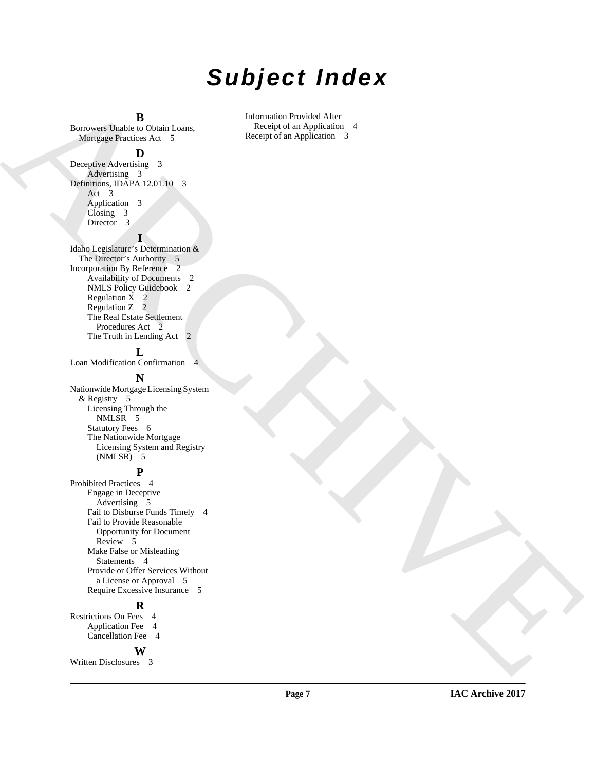# Subject Index

**B**

Borrowers Unable to Obtain Loans, Mortgage Practices Act 5

**D**

Deceptive Advertising 3
- Advertising 3

Definitions, IDAPA 12.01.10 3
- Act 3
- Application 3
- Closing 3
- Director 3

**I**

Idaho Legislature's Determination & The Director's Authority 5

Incorporation By Reference 2
- Availability of Documents 2
- NMLS Policy Guidebook 2
- Regulation X 2
- Regulation Z 2
- The Real Estate Settlement Procedures Act 2
- The Truth in Lending Act 2

**L**

Loan Modification Confirmation 4

**N**

Nationwide Mortgage Licensing System & Registry 5
- Licensing Through the NMLSR 5
- Statutory Fees 6
- The Nationwide Mortgage Licensing System and Registry (NMLSR) 5

**P**

Prohibited Practices 4
- Engage in Deceptive Advertising 5
- Fail to Disburse Funds Timely 4
- Fail to Provide Reasonable Opportunity for Document Review 5
- Make False or Misleading Statements 4
- Provide or Offer Services Without a License or Approval 5
- Require Excessive Insurance 5

**R**

Restrictions On Fees 4
- Application Fee 4
- Cancellation Fee 4

**W**

Written Disclosures 3
- Information Provided After Receipt of an Application 4
- Receipt of an Application 3